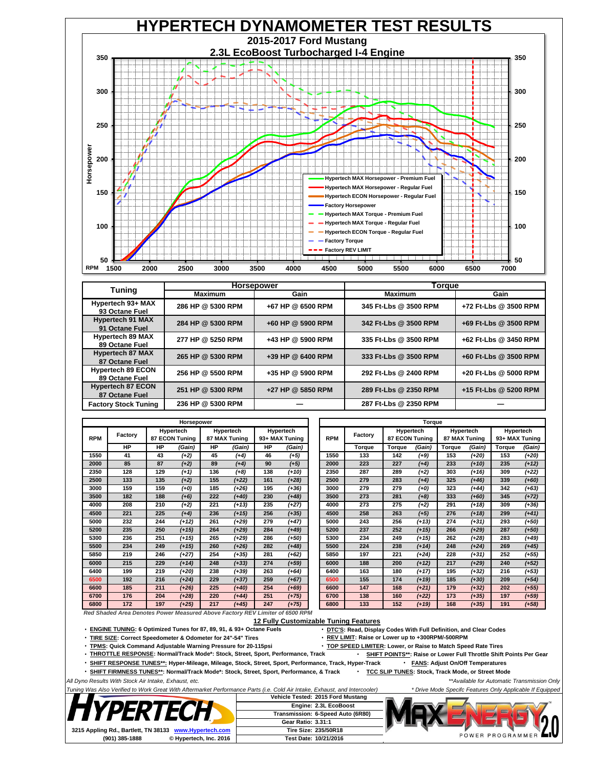# HYPERTECH DYNAMOMETER TEST RESULTS

## 2015-2017 Ford Mustang
## 2.3L EcoBoost Turbocharged I-4 Engine

Horsepower (y-axis: 50–350) vs RPM (x-axis: 1500–7000)

- Hypertech MAX Horsepower - Premium Fuel
- Hypertech MAX Horsepower - Regular Fuel
- Hypertech ECON Horsepower - Regular Fuel
- Factory Horsepower
- Hypertech MAX Torque - Premium Fuel
- Hypertech MAX Torque - Regular Fuel
- Hypertech ECON Torque - Regular Fuel
- Factory Torque
- Factory REV LIMIT

| Tuning | Horsepower | | Torque | |
|---|---|---|---|---|
| | Maximum | Gain | Maximum | Gain |
| Hypertech 93+ MAX 93 Octane Fuel | 286 HP @ 5300 RPM | +67 HP @ 6500 RPM | 345 Ft-Lbs @ 3500 RPM | +72 Ft-Lbs @ 3500 RPM |
| Hypertech 91 MAX 91 Octane Fuel | 284 HP @ 5300 RPM | +60 HP @ 5900 RPM | 342 Ft-Lbs @ 3500 RPM | +69 Ft-Lbs @ 3500 RPM |
| Hypertech 89 MAX 89 Octane Fuel | 277 HP @ 5250 RPM | +43 HP @ 5900 RPM | 335 Ft-Lbs @ 3500 RPM | +62 Ft-Lbs @ 3450 RPM |
| Hypertech 87 MAX 87 Octane Fuel | 265 HP @ 5300 RPM | +39 HP @ 6400 RPM | 333 Ft-Lbs @ 3500 RPM | +60 Ft-Lbs @ 3500 RPM |
| Hypertech 89 ECON 89 Octane Fuel | 256 HP @ 5500 RPM | +35 HP @ 5900 RPM | 292 Ft-Lbs @ 2400 RPM | +20 Ft-Lbs @ 5000 RPM |
| Hypertech 87 ECON 87 Octane Fuel | 251 HP @ 5300 RPM | +27 HP @ 5850 RPM | 289 Ft-Lbs @ 2350 RPM | +15 Ft-Lbs @ 5200 RPM |
| Factory Stock Tuning | 236 HP @ 5300 RPM | — | 287 Ft-Lbs @ 2350 RPM | — |

**Horsepower**

| RPM | Factory | Hypertech 87 ECON Tuning | | Hypertech 87 MAX Tuning | | Hypertech 93+ MAX Tuning | |
|---|---|---|---|---|---|---|---|
| | HP | HP | (Gain) | HP | (Gain) | HP | (Gain) |
| 1550 | 41 | 43 | (+2) | 45 | (+4) | 46 | (+5) |
| 2000 | 85 | 87 | (+2) | 89 | (+4) | 90 | (+5) |
| 2350 | 128 | 129 | (+1) | 136 | (+8) | 138 | (+10) |
| 2500 | 133 | 135 | (+2) | 155 | (+22) | 161 | (+28) |
| 3000 | 159 | 159 | (+0) | 185 | (+26) | 195 | (+36) |
| 3500 | 182 | 188 | (+6) | 222 | (+40) | 230 | (+48) |
| 4000 | 208 | 210 | (+2) | 221 | (+13) | 235 | (+27) |
| 4500 | 221 | 225 | (+4) | 236 | (+15) | 256 | (+35) |
| 5000 | 232 | 244 | (+12) | 261 | (+29) | 279 | (+47) |
| 5200 | 235 | 250 | (+15) | 264 | (+29) | 284 | (+49) |
| 5300 | 236 | 251 | (+15) | 265 | (+29) | 286 | (+50) |
| 5500 | 234 | 249 | (+15) | 260 | (+26) | 282 | (+48) |
| 5850 | 219 | 246 | (+27) | 254 | (+35) | 281 | (+62) |
| 6000 | 215 | 229 | (+14) | 248 | (+33) | 274 | (+59) |
| 6400 | 199 | 219 | (+20) | 238 | (+39) | 263 | (+64) |
| 6500 | 192 | 216 | (+24) | 229 | (+37) | 259 | (+67) |
| 6600 | 185 | 211 | (+26) | 225 | (+40) | 254 | (+69) |
| 6700 | 176 | 204 | (+28) | 220 | (+44) | 251 | (+75) |
| 6800 | 172 | 197 | (+25) | 217 | (+45) | 247 | (+75) |

**Torque**

| RPM | Factory | Hypertech 87 ECON Tuning | | Hypertech 87 MAX Tuning | | Hypertech 93+ MAX Tuning | |
|---|---|---|---|---|---|---|---|
| | Torque | Torque | (Gain) | Torque | (Gain) | Torque | (Gain) |
| 1550 | 133 | 142 | (+9) | 153 | (+20) | 153 | (+20) |
| 2000 | 223 | 227 | (+4) | 233 | (+10) | 235 | (+12) |
| 2350 | 287 | 289 | (+2) | 303 | (+16) | 309 | (+22) |
| 2500 | 279 | 283 | (+4) | 325 | (+46) | 339 | (+60) |
| 3000 | 279 | 279 | (+0) | 323 | (+44) | 342 | (+63) |
| 3500 | 273 | 281 | (+8) | 333 | (+60) | 345 | (+72) |
| 4000 | 273 | 275 | (+2) | 291 | (+18) | 309 | (+36) |
| 4500 | 258 | 263 | (+5) | 276 | (+18) | 299 | (+41) |
| 5000 | 243 | 256 | (+13) | 274 | (+31) | 293 | (+50) |
| 5200 | 237 | 252 | (+15) | 266 | (+29) | 287 | (+50) |
| 5300 | 234 | 249 | (+15) | 262 | (+28) | 283 | (+49) |
| 5500 | 224 | 238 | (+14) | 248 | (+24) | 269 | (+45) |
| 5850 | 197 | 221 | (+24) | 228 | (+31) | 252 | (+55) |
| 6000 | 188 | 200 | (+12) | 217 | (+29) | 240 | (+52) |
| 6400 | 163 | 180 | (+17) | 195 | (+32) | 216 | (+53) |
| 6500 | 155 | 174 | (+19) | 185 | (+30) | 209 | (+54) |
| 6600 | 147 | 168 | (+21) | 179 | (+32) | 202 | (+55) |
| 6700 | 138 | 160 | (+22) | 173 | (+35) | 197 | (+59) |
| 6800 | 133 | 152 | (+19) | 168 | (+35) | 191 | (+58) |

*Red Shaded Area Denotes Power Measured Above Factory REV Limiter of 6500 RPM*

### 12 Fully Customizable Tuning Features

- **ENGINE TUNING**: 6 Optimized Tunes for 87, 89, 91, & 93+ Octane Fuels
- **TIRE SIZE**: Correct Speedometer & Odometer for 24"-54" Tires
- **TPMS**: Quick Command Adjustable Warning Pressure for 20-115psi
- **THROTTLE RESPONSE**: Normal/Track Mode*: Stock, Street, Sport, Performance, Track
- **SHIFT RESPONSE TUNES****: Hyper-Mileage, Stock, Street, Sport, Performance, Track, Hyper-Track
- **SHIFT FIRMNESS TUNES****: Normal/Track Mode*: Stock, Street, Sport, Performance, & Track
- **DTC'S**: Read, Display Codes With Full Definition, and Clear Codes
- **REV LIMIT**: Raise or Lower up to +300RPM/-500RPM
- **TOP SPEED LIMITER**: Lower, or Raise to Match Speed Rate Tires
- **SHIFT POINTS****: Raise or Lower Full Throttle Shift Points Per Gear
- **FANS**: Adjust On/Off Temperatures
- **TCC SLIP TUNES**: Stock, Track Mode, or Street Mode

*All Dyno Results With Stock Air Intake, Exhaust, etc.*

***Available for Automatic Transmission Only*

*Tuning Was Also Verified to Work Great With Aftermarket Performance Parts (i.e. Cold Air Intake, Exhaust, and Intercooler)*

** Drive Mode Specifc Features Only Applicable If Equipped*

HYPERTECH

3215 Appling Rd., Bartlett, TN 38133 www.Hypertech.com
(901) 385-1888 © Hypertech, Inc. 2016

| Vehicle Tested: 2015 Ford Mustang |
|---|
| Engine: 2.3L EcoBoost |
| Transmission: 6-Speed Auto (6R80) |
| Gear Ratio: 3.31:1 |
| Tire Size: 235/50R18 |
| Test Date: 10/21/2016 |

MAX ENERGY 2.0 POWER PROGRAMMER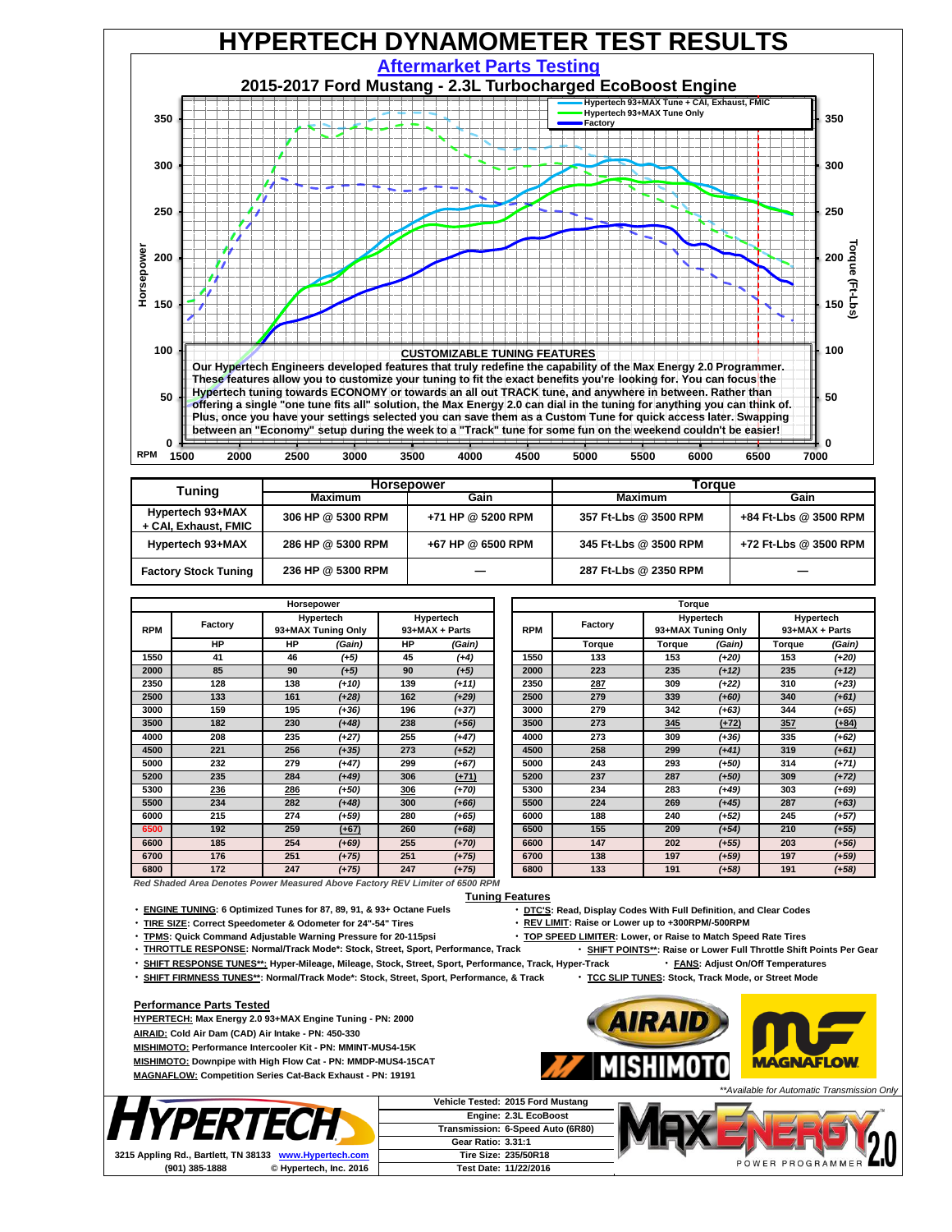# HYPERTECH DYNAMOMETER TEST RESULTS

## Aftermarket Parts Testing

### 2015-2017 Ford Mustang - 2.3L Turbocharged EcoBoost Engine

Hypertech 93+MAX Tune + CAI, Exhaust, FMIC
Hypertech 93+MAX Tune Only
Factory

Horsepower
Torque (Ft-Lbs)
350
300
250
200
150
100
50
0
RPM 1500 2000 2500 3000 3500 4000 4500 5000 5500 6000 6500 7000

**CUSTOMIZABLE TUNING FEATURES**

Our Hypertech Engineers developed features that truly redefine the capability of the Max Energy 2.0 Programmer. These features allow you to customize your tuning to fit the exact benefits you're looking for. You can focus the Hypertech tuning towards ECONOMY or towards an all out TRACK tune, and anywhere in between. Rather than offering a single "one tune fits all" solution, the Max Energy 2.0 can dial in the tuning for anything you can think of. Plus, once you have your settings selected you can save them as a Custom Tune for quick access later. Swapping between an "Economy" setup during the week to a "Track" tune for some fun on the weekend couldn't be easier!

| Tuning | Horsepower | | Torque | |
|---|---|---|---|---|
| | Maximum | Gain | Maximum | Gain |
| Hypertech 93+MAX + CAI, Exhaust, FMIC | 306 HP @ 5300 RPM | +71 HP @ 5200 RPM | 357 Ft-Lbs @ 3500 RPM | +84 Ft-Lbs @ 3500 RPM |
| Hypertech 93+MAX | 286 HP @ 5300 RPM | +67 HP @ 6500 RPM | 345 Ft-Lbs @ 3500 RPM | +72 Ft-Lbs @ 3500 RPM |
| Factory Stock Tuning | 236 HP @ 5300 RPM | — | 287 Ft-Lbs @ 2350 RPM | — |

| Horsepower | | | | | |
|---|---|---|---|---|---|
| RPM | Factory | Hypertech 93+MAX Tuning Only | | Hypertech 93+MAX + Parts | |
| | HP | HP | (Gain) | HP | (Gain) |
| 1550 | 41 | 46 | (+5) | 45 | (+4) |
| 2000 | 85 | 90 | (+5) | 90 | (+5) |
| 2350 | 128 | 138 | (+10) | 139 | (+11) |
| 2500 | 133 | 161 | (+28) | 162 | (+29) |
| 3000 | 159 | 195 | (+36) | 196 | (+37) |
| 3500 | 182 | 230 | (+48) | 238 | (+56) |
| 4000 | 208 | 235 | (+27) | 255 | (+47) |
| 4500 | 221 | 256 | (+35) | 273 | (+52) |
| 5000 | 232 | 279 | (+47) | 299 | (+67) |
| 5200 | 235 | 284 | (+49) | 306 | (+71) |
| 5300 | 236 | 286 | (+50) | 306 | (+70) |
| 5500 | 234 | 282 | (+48) | 300 | (+66) |
| 6000 | 215 | 274 | (+59) | 280 | (+65) |
| 6500 | 192 | 259 | (+67) | 260 | (+68) |
| 6600 | 185 | 254 | (+69) | 255 | (+70) |
| 6700 | 176 | 251 | (+75) | 251 | (+75) |
| 6800 | 172 | 247 | (+75) | 247 | (+75) |

| Torque | | | | | |
|---|---|---|---|---|---|
| RPM | Factory | Hypertech 93+MAX Tuning Only | | Hypertech 93+MAX + Parts | |
| | Torque | Torque | (Gain) | Torque | (Gain) |
| 1550 | 133 | 153 | (+20) | 153 | (+20) |
| 2000 | 223 | 235 | (+12) | 235 | (+12) |
| 2350 | 287 | 309 | (+22) | 310 | (+23) |
| 2500 | 279 | 339 | (+60) | 340 | (+61) |
| 3000 | 279 | 342 | (+63) | 344 | (+65) |
| 3500 | 273 | 345 | (+72) | 357 | (+84) |
| 4000 | 273 | 309 | (+36) | 335 | (+62) |
| 4500 | 258 | 299 | (+41) | 319 | (+61) |
| 5000 | 243 | 293 | (+50) | 314 | (+71) |
| 5200 | 237 | 287 | (+50) | 309 | (+72) |
| 5300 | 234 | 283 | (+49) | 303 | (+69) |
| 5500 | 224 | 269 | (+45) | 287 | (+63) |
| 6000 | 188 | 240 | (+52) | 245 | (+57) |
| 6500 | 155 | 209 | (+54) | 210 | (+55) |
| 6600 | 147 | 202 | (+55) | 203 | (+56) |
| 6700 | 138 | 197 | (+59) | 197 | (+59) |
| 6800 | 133 | 191 | (+58) | 191 | (+58) |

*Red Shaded Area Denotes Power Measured Above Factory REV Limiter of 6500 RPM*

### Tuning Features

- **ENGINE TUNING**: 6 Optimized Tunes for 87, 89, 91, & 93+ Octane Fuels
- **TIRE SIZE**: Correct Speedometer & Odometer for 24"-54" Tires
- **TPMS**: Quick Command Adjustable Warning Pressure for 20-115psi
- **THROTTLE RESPONSE**: Normal/Track Mode*: Stock, Street, Sport, Performance, Track
- **SHIFT RESPONSE TUNES****: Hyper-Mileage, Mileage, Stock, Street, Sport, Performance, Track, Hyper-Track
- **SHIFT FIRMNESS TUNES****: Normal/Track Mode*: Stock, Street, Sport, Performance, & Track
- **DTC'S**: Read, Display Codes With Full Definition, and Clear Codes
- **REV LIMIT**: Raise or Lower up to +300RPM/-500RPM
- **TOP SPEED LIMITER**: Lower, or Raise to Match Speed Rate Tires
- **SHIFT POINTS****: Raise or Lower Full Throttle Shift Points Per Gear
- **FANS**: Adjust On/Off Temperatures
- **TCC SLIP TUNES**: Stock, Track Mode, or Street Mode

### Performance Parts Tested

**HYPERTECH:** Max Energy 2.0 93+MAX Engine Tuning - PN: 2000
**AIRAID:** Cold Air Dam (CAD) Air Intake - PN: 450-330
**MISHIMOTO:** Performance Intercooler Kit - PN: MMINT-MUS4-15K
**MISHIMOTO:** Downpipe with High Flow Cat - PN: MMDP-MUS4-15CAT
**MAGNAFLOW:** Competition Series Cat-Back Exhaust - PN: 19191

AIRAID MISHIMOTO MAGNAFLOW

*\*\*Available for Automatic Transmission Only*

HYPERTECH
3215 Appling Rd., Bartlett, TN 38133 www.Hypertech.com
(901) 385-1888 © Hypertech, Inc. 2016

Vehicle Tested: 2015 Ford Mustang
Engine: 2.3L EcoBoost
Transmission: 6-Speed Auto (6R80)
Gear Ratio: 3.31:1
Tire Size: 235/50R18
Test Date: 11/22/2016

MAX ENERGY 2.0 POWER PROGRAMMER